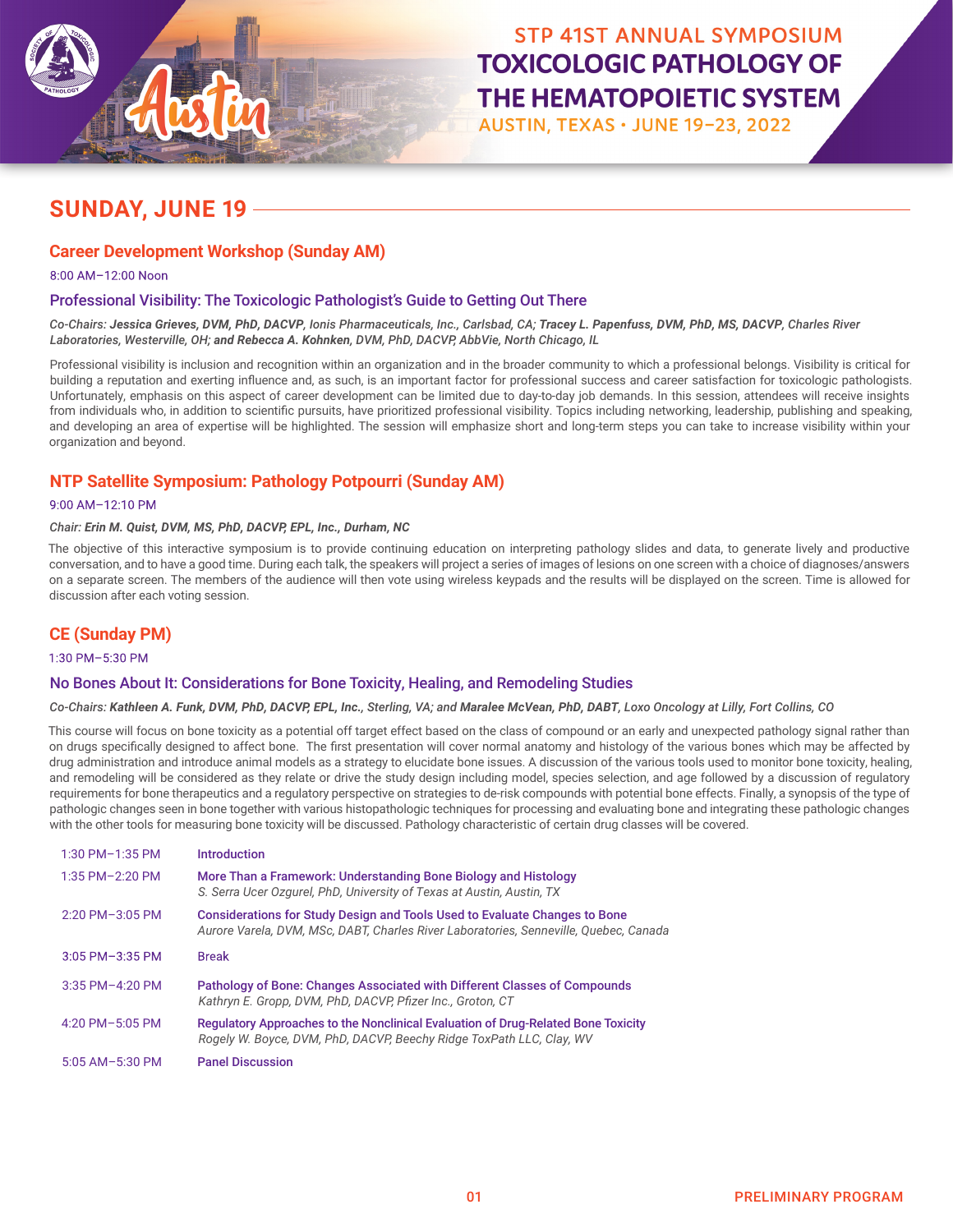# STP 41ST ANNUAL SYMPOSIUM
# TOXICOLOGIC PATHOLOGY OF THE HEMATOPOIETIC SYSTEM
AUSTIN, TEXAS • JUNE 19–23, 2022

## SUNDAY, JUNE 19

### Career Development Workshop (Sunday AM)

8:00 AM–12:00 Noon

#### Professional Visibility: The Toxicologic Pathologist's Guide to Getting Out There

*Co-Chairs: **Jessica Grieves, DVM, PhD, DACVP,** Ionis Pharmaceuticals, Inc., Carlsbad, CA; **Tracey L. Papenfuss, DVM, PhD, MS, DACVP,** Charles River Laboratories, Westerville, OH; and **Rebecca A. Kohnken,** DVM, PhD, DACVP, AbbVie, North Chicago, IL*

Professional visibility is inclusion and recognition within an organization and in the broader community to which a professional belongs. Visibility is critical for building a reputation and exerting influence and, as such, is an important factor for professional success and career satisfaction for toxicologic pathologists. Unfortunately, emphasis on this aspect of career development can be limited due to day-to-day job demands. In this session, attendees will receive insights from individuals who, in addition to scientific pursuits, have prioritized professional visibility. Topics including networking, leadership, publishing and speaking, and developing an area of expertise will be highlighted. The session will emphasize short and long-term steps you can take to increase visibility within your organization and beyond.

### NTP Satellite Symposium: Pathology Potpourri (Sunday AM)

9:00 AM–12:10 PM

***Chair: Erin M. Quist, DVM, MS, PhD, DACVP, EPL, Inc., Durham, NC***

The objective of this interactive symposium is to provide continuing education on interpreting pathology slides and data, to generate lively and productive conversation, and to have a good time. During each talk, the speakers will project a series of images of lesions on one screen with a choice of diagnoses/answers on a separate screen. The members of the audience will then vote using wireless keypads and the results will be displayed on the screen. Time is allowed for discussion after each voting session.

### CE (Sunday PM)

1:30 PM–5:30 PM

#### No Bones About It: Considerations for Bone Toxicity, Healing, and Remodeling Studies

*Co-Chairs: **Kathleen A. Funk, DVM, PhD, DACVP, EPL, Inc.,** Sterling, VA; and **Maralee McVean, PhD, DABT,** Loxo Oncology at Lilly, Fort Collins, CO*

This course will focus on bone toxicity as a potential off target effect based on the class of compound or an early and unexpected pathology signal rather than on drugs specifically designed to affect bone. The first presentation will cover normal anatomy and histology of the various bones which may be affected by drug administration and introduce animal models as a strategy to elucidate bone issues. A discussion of the various tools used to monitor bone toxicity, healing, and remodeling will be considered as they relate or drive the study design including model, species selection, and age followed by a discussion of regulatory requirements for bone therapeutics and a regulatory perspective on strategies to de-risk compounds with potential bone effects. Finally, a synopsis of the type of pathologic changes seen in bone together with various histopathologic techniques for processing and evaluating bone and integrating these pathologic changes with the other tools for measuring bone toxicity will be discussed. Pathology characteristic of certain drug classes will be covered.

| | |
|---|---|
| 1:30 PM–1:35 PM | Introduction |
| 1:35 PM–2:20 PM | More Than a Framework: Understanding Bone Biology and Histology<br>*S. Serra Ucer Ozgurel, PhD, University of Texas at Austin, Austin, TX* |
| 2:20 PM–3:05 PM | Considerations for Study Design and Tools Used to Evaluate Changes to Bone<br>*Aurore Varela, DVM, MSc, DABT, Charles River Laboratories, Senneville, Quebec, Canada* |
| 3:05 PM–3:35 PM | Break |
| 3:35 PM–4:20 PM | Pathology of Bone: Changes Associated with Different Classes of Compounds<br>*Kathryn E. Gropp, DVM, PhD, DACVP, Pfizer Inc., Groton, CT* |
| 4:20 PM–5:05 PM | Regulatory Approaches to the Nonclinical Evaluation of Drug-Related Bone Toxicity<br>*Rogely W. Boyce, DVM, PhD, DACVP, Beechy Ridge ToxPath LLC, Clay, WV* |
| 5:05 AM–5:30 PM | Panel Discussion |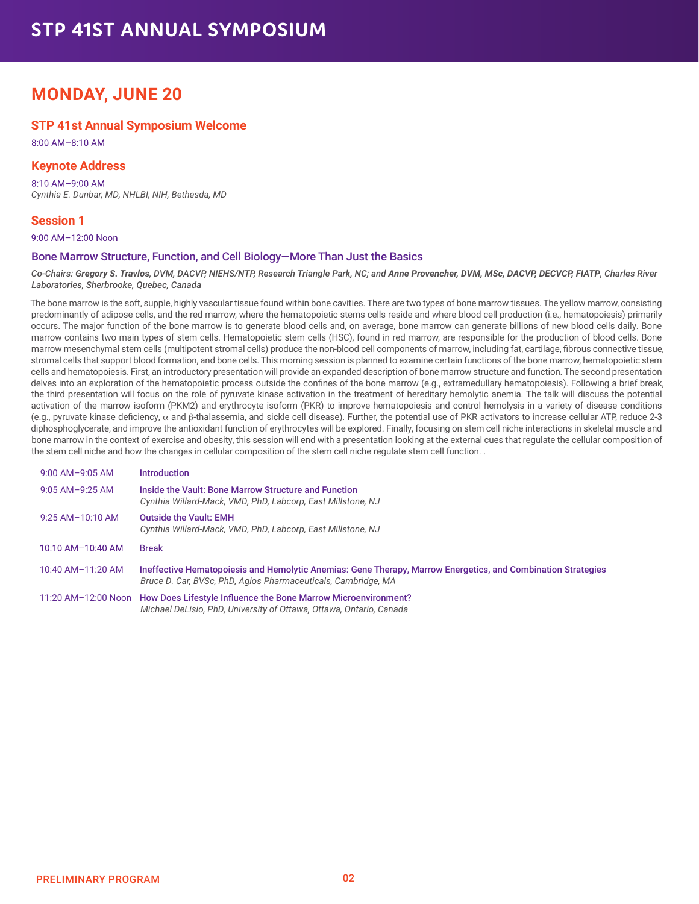## MONDAY, JUNE 20

### STP 41st Annual Symposium Welcome

8:00 AM–8:10 AM

### Keynote Address

8:10 AM–9:00 AM
*Cynthia E. Dunbar, MD, NHLBI, NIH, Bethesda, MD*

### Session 1

9:00 AM–12:00 Noon

#### Bone Marrow Structure, Function, and Cell Biology—More Than Just the Basics

*Co-Chairs:* ***Gregory S. Travlos**, DVM, DACVP, NIEHS/NTP, Research Triangle Park, NC; and **Anne Provencher**, DVM, MSc, DACVP, DECVCP, FIATP, Charles River Laboratories, Sherbrooke, Quebec, Canada*

The bone marrow is the soft, supple, highly vascular tissue found within bone cavities. There are two types of bone marrow tissues. The yellow marrow, consisting predominantly of adipose cells, and the red marrow, where the hematopoietic stems cells reside and where blood cell production (i.e., hematopoiesis) primarily occurs. The major function of the bone marrow is to generate blood cells and, on average, bone marrow can generate billions of new blood cells daily. Bone marrow contains two main types of stem cells. Hematopoietic stem cells (HSC), found in red marrow, are responsible for the production of blood cells. Bone marrow mesenchymal stem cells (multipotent stromal cells) produce the non-blood cell components of marrow, including fat, cartilage, fibrous connective tissue, stromal cells that support blood formation, and bone cells. This morning session is planned to examine certain functions of the bone marrow, hematopoietic stem cells and hematopoiesis. First, an introductory presentation will provide an expanded description of bone marrow structure and function. The second presentation delves into an exploration of the hematopoietic process outside the confines of the bone marrow (e.g., extramedullary hematopoiesis). Following a brief break, the third presentation will focus on the role of pyruvate kinase activation in the treatment of hereditary hemolytic anemia. The talk will discuss the potential activation of the marrow isoform (PKM2) and erythrocyte isoform (PKR) to improve hematopoiesis and control hemolysis in a variety of disease conditions (e.g., pyruvate kinase deficiency, $\alpha$ and $\beta$-thalassemia, and sickle cell disease). Further, the potential use of PKR activators to increase cellular ATP, reduce 2-3 diphosphoglycerate, and improve the antioxidant function of erythrocytes will be explored. Finally, focusing on stem cell niche interactions in skeletal muscle and bone marrow in the context of exercise and obesity, this session will end with a presentation looking at the external cues that regulate the cellular composition of the stem cell niche and how the changes in cellular composition of the stem cell niche regulate stem cell function. .

| | |
|---|---|
| 9:00 AM–9:05 AM | **Introduction** |
| 9:05 AM–9:25 AM | **Inside the Vault: Bone Marrow Structure and Function**<br>*Cynthia Willard-Mack, VMD, PhD, Labcorp, East Millstone, NJ* |
| 9:25 AM–10:10 AM | **Outside the Vault: EMH**<br>*Cynthia Willard-Mack, VMD, PhD, Labcorp, East Millstone, NJ* |
| 10:10 AM–10:40 AM | Break |
| 10:40 AM–11:20 AM | **Ineffective Hematopoiesis and Hemolytic Anemias: Gene Therapy, Marrow Energetics, and Combination Strategies**<br>*Bruce D. Car, BVSc, PhD, Agios Pharmaceuticals, Cambridge, MA* |
| 11:20 AM–12:00 Noon | **How Does Lifestyle Influence the Bone Marrow Microenvironment?**<br>*Michael DeLisio, PhD, University of Ottawa, Ottawa, Ontario, Canada* |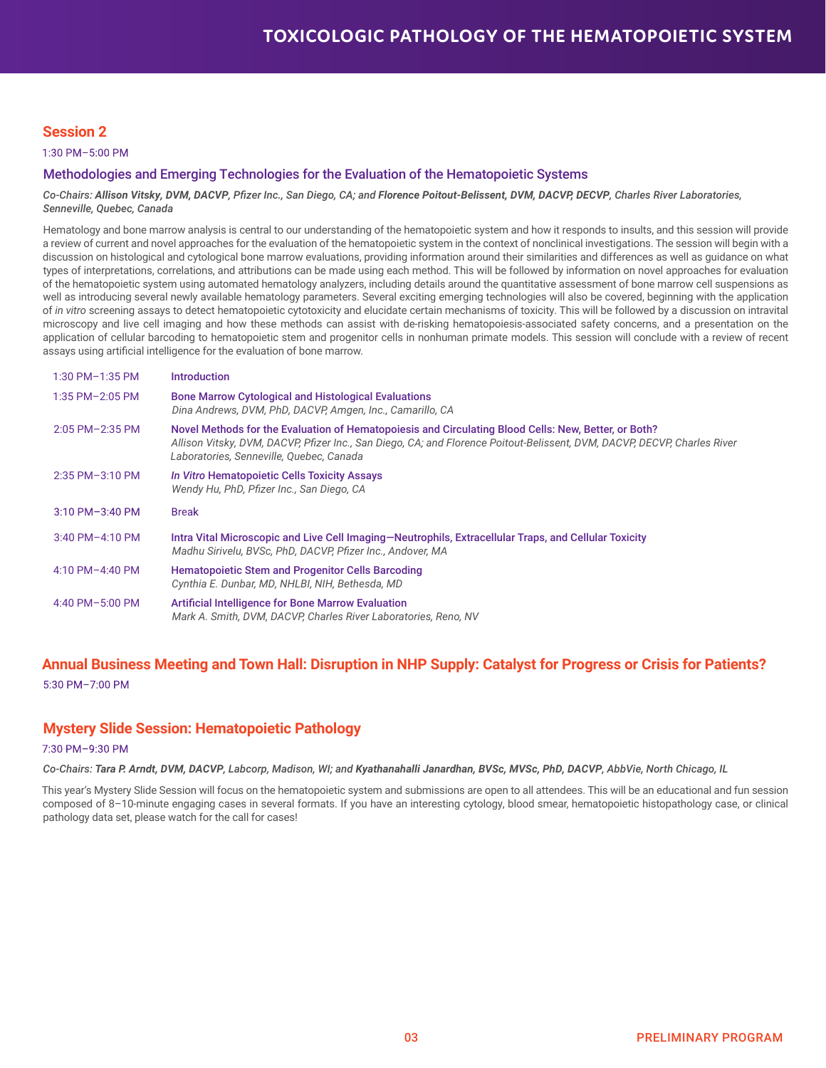## Session 2

1:30 PM–5:00 PM

### Methodologies and Emerging Technologies for the Evaluation of the Hematopoietic Systems

*Co-Chairs:* ***Allison Vitsky, DVM, DACVP**, Pfizer Inc., San Diego, CA; and **Florence Poitout-Belissent, DVM, DACVP, DECVP**, Charles River Laboratories, Senneville, Quebec, Canada*

Hematology and bone marrow analysis is central to our understanding of the hematopoietic system and how it responds to insults, and this session will provide a review of current and novel approaches for the evaluation of the hematopoietic system in the context of nonclinical investigations. The session will begin with a discussion on histological and cytological bone marrow evaluations, providing information around their similarities and differences as well as guidance on what types of interpretations, correlations, and attributions can be made using each method. This will be followed by information on novel approaches for evaluation of the hematopoietic system using automated hematology analyzers, including details around the quantitative assessment of bone marrow cell suspensions as well as introducing several newly available hematology parameters. Several exciting emerging technologies will also be covered, beginning with the application of *in vitro* screening assays to detect hematopoietic cytotoxicity and elucidate certain mechanisms of toxicity. This will be followed by a discussion on intravital microscopy and live cell imaging and how these methods can assist with de-risking hematopoiesis-associated safety concerns, and a presentation on the application of cellular barcoding to hematopoietic stem and progenitor cells in nonhuman primate models. This session will conclude with a review of recent assays using artificial intelligence for the evaluation of bone marrow.

| | |
|---|---|
| 1:30 PM–1:35 PM | Introduction |
| 1:35 PM–2:05 PM | Bone Marrow Cytological and Histological Evaluations<br>*Dina Andrews, DVM, PhD, DACVP, Amgen, Inc., Camarillo, CA* |
| 2:05 PM–2:35 PM | Novel Methods for the Evaluation of Hematopoiesis and Circulating Blood Cells: New, Better, or Both?<br>*Allison Vitsky, DVM, DACVP, Pfizer Inc., San Diego, CA; and Florence Poitout-Belissent, DVM, DACVP, DECVP, Charles River Laboratories, Senneville, Quebec, Canada* |
| 2:35 PM–3:10 PM | *In Vitro* Hematopoietic Cells Toxicity Assays<br>*Wendy Hu, PhD, Pfizer Inc., San Diego, CA* |
| 3:10 PM–3:40 PM | Break |
| 3:40 PM–4:10 PM | Intra Vital Microscopic and Live Cell Imaging—Neutrophils, Extracellular Traps, and Cellular Toxicity<br>*Madhu Sirivelu, BVSc, PhD, DACVP, Pfizer Inc., Andover, MA* |
| 4:10 PM–4:40 PM | Hematopoietic Stem and Progenitor Cells Barcoding<br>*Cynthia E. Dunbar, MD, NHLBI, NIH, Bethesda, MD* |
| 4:40 PM–5:00 PM | Artificial Intelligence for Bone Marrow Evaluation<br>*Mark A. Smith, DVM, DACVP, Charles River Laboratories, Reno, NV* |

## Annual Business Meeting and Town Hall: Disruption in NHP Supply: Catalyst for Progress or Crisis for Patients?

5:30 PM–7:00 PM

## Mystery Slide Session: Hematopoietic Pathology

7:30 PM–9:30 PM

*Co-Chairs:* ***Tara P. Arndt, DVM, DACVP**, Labcorp, Madison, WI; and **Kyathanahalli Janardhan, BVSc, MVSc, PhD, DACVP**, AbbVie, North Chicago, IL*

This year's Mystery Slide Session will focus on the hematopoietic system and submissions are open to all attendees. This will be an educational and fun session composed of 8–10-minute engaging cases in several formats. If you have an interesting cytology, blood smear, hematopoietic histopathology case, or clinical pathology data set, please watch for the call for cases!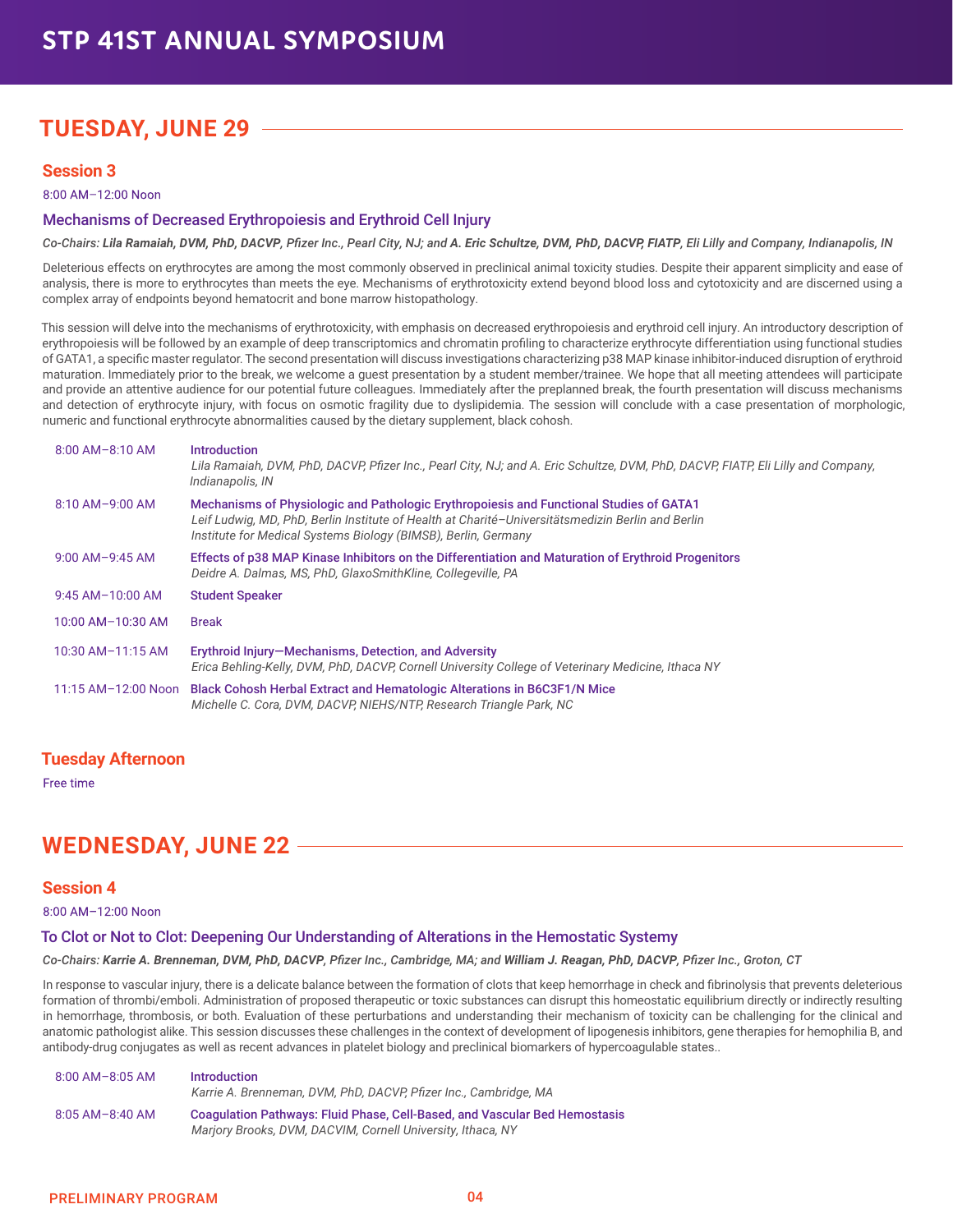# STP 41ST ANNUAL SYMPOSIUM

## TUESDAY, JUNE 29

### Session 3

8:00 AM–12:00 Noon

#### Mechanisms of Decreased Erythropoiesis and Erythroid Cell Injury

*Co-Chairs:* ***Lila Ramaiah**, DVM, PhD, DACVP, Pfizer Inc., Pearl City, NJ; and **A. Eric Schultze**, DVM, PhD, DACVP, FIATP, Eli Lilly and Company, Indianapolis, IN*

Deleterious effects on erythrocytes are among the most commonly observed in preclinical animal toxicity studies. Despite their apparent simplicity and ease of analysis, there is more to erythrocytes than meets the eye. Mechanisms of erythrotoxicity extend beyond blood loss and cytotoxicity and are discerned using a complex array of endpoints beyond hematocrit and bone marrow histopathology.

This session will delve into the mechanisms of erythrotoxicity, with emphasis on decreased erythropoiesis and erythroid cell injury. An introductory description of erythropoiesis will be followed by an example of deep transcriptomics and chromatin profiling to characterize erythrocyte differentiation using functional studies of GATA1, a specific master regulator. The second presentation will discuss investigations characterizing p38 MAP kinase inhibitor-induced disruption of erythroid maturation. Immediately prior to the break, we welcome a guest presentation by a student member/trainee. We hope that all meeting attendees will participate and provide an attentive audience for our potential future colleagues. Immediately after the preplanned break, the fourth presentation will discuss mechanisms and detection of erythrocyte injury, with focus on osmotic fragility due to dyslipidemia. The session will conclude with a case presentation of morphologic, numeric and functional erythrocyte abnormalities caused by the dietary supplement, black cohosh.

| Time | Presentation |
|---|---|
| 8:00 AM–8:10 AM | **Introduction**<br>*Lila Ramaiah, DVM, PhD, DACVP, Pfizer Inc., Pearl City, NJ; and A. Eric Schultze, DVM, PhD, DACVP, FIATP, Eli Lilly and Company, Indianapolis, IN* |
| 8:10 AM–9:00 AM | **Mechanisms of Physiologic and Pathologic Erythropoiesis and Functional Studies of GATA1**<br>*Leif Ludwig, MD, PhD, Berlin Institute of Health at Charité–Universitätsmedizin Berlin and Berlin Institute for Medical Systems Biology (BIMSB), Berlin, Germany* |
| 9:00 AM–9:45 AM | **Effects of p38 MAP Kinase Inhibitors on the Differentiation and Maturation of Erythroid Progenitors**<br>*Deidre A. Dalmas, MS, PhD, GlaxoSmithKline, Collegeville, PA* |
| 9:45 AM–10:00 AM | **Student Speaker** |
| 10:00 AM–10:30 AM | Break |
| 10:30 AM–11:15 AM | **Erythroid Injury—Mechanisms, Detection, and Adversity**<br>*Erica Behling-Kelly, DVM, PhD, DACVP, Cornell University College of Veterinary Medicine, Ithaca NY* |
| 11:15 AM–12:00 Noon | **Black Cohosh Herbal Extract and Hematologic Alterations in B6C3F1/N Mice**<br>*Michelle C. Cora, DVM, DACVP, NIEHS/NTP, Research Triangle Park, NC* |

### Tuesday Afternoon

Free time

## WEDNESDAY, JUNE 22

### Session 4

8:00 AM–12:00 Noon

#### To Clot or Not to Clot: Deepening Our Understanding of Alterations in the Hemostatic Systemy

*Co-Chairs:* ***Karrie A. Brenneman**, DVM, PhD, DACVP, Pfizer Inc., Cambridge, MA; and **William J. Reagan**, PhD, DACVP, Pfizer Inc., Groton, CT*

In response to vascular injury, there is a delicate balance between the formation of clots that keep hemorrhage in check and fibrinolysis that prevents deleterious formation of thrombi/emboli. Administration of proposed therapeutic or toxic substances can disrupt this homeostatic equilibrium directly or indirectly resulting in hemorrhage, thrombosis, or both. Evaluation of these perturbations and understanding their mechanism of toxicity can be challenging for the clinical and anatomic pathologist alike. This session discusses these challenges in the context of development of lipogenesis inhibitors, gene therapies for hemophilia B, and antibody-drug conjugates as well as recent advances in platelet biology and preclinical biomarkers of hypercoagulable states..

| Time | Presentation |
|---|---|
| 8:00 AM–8:05 AM | **Introduction**<br>*Karrie A. Brenneman, DVM, PhD, DACVP, Pfizer Inc., Cambridge, MA* |
| 8:05 AM–8:40 AM | **Coagulation Pathways: Fluid Phase, Cell-Based, and Vascular Bed Hemostasis**<br>*Marjory Brooks, DVM, DACVIM, Cornell University, Ithaca, NY* |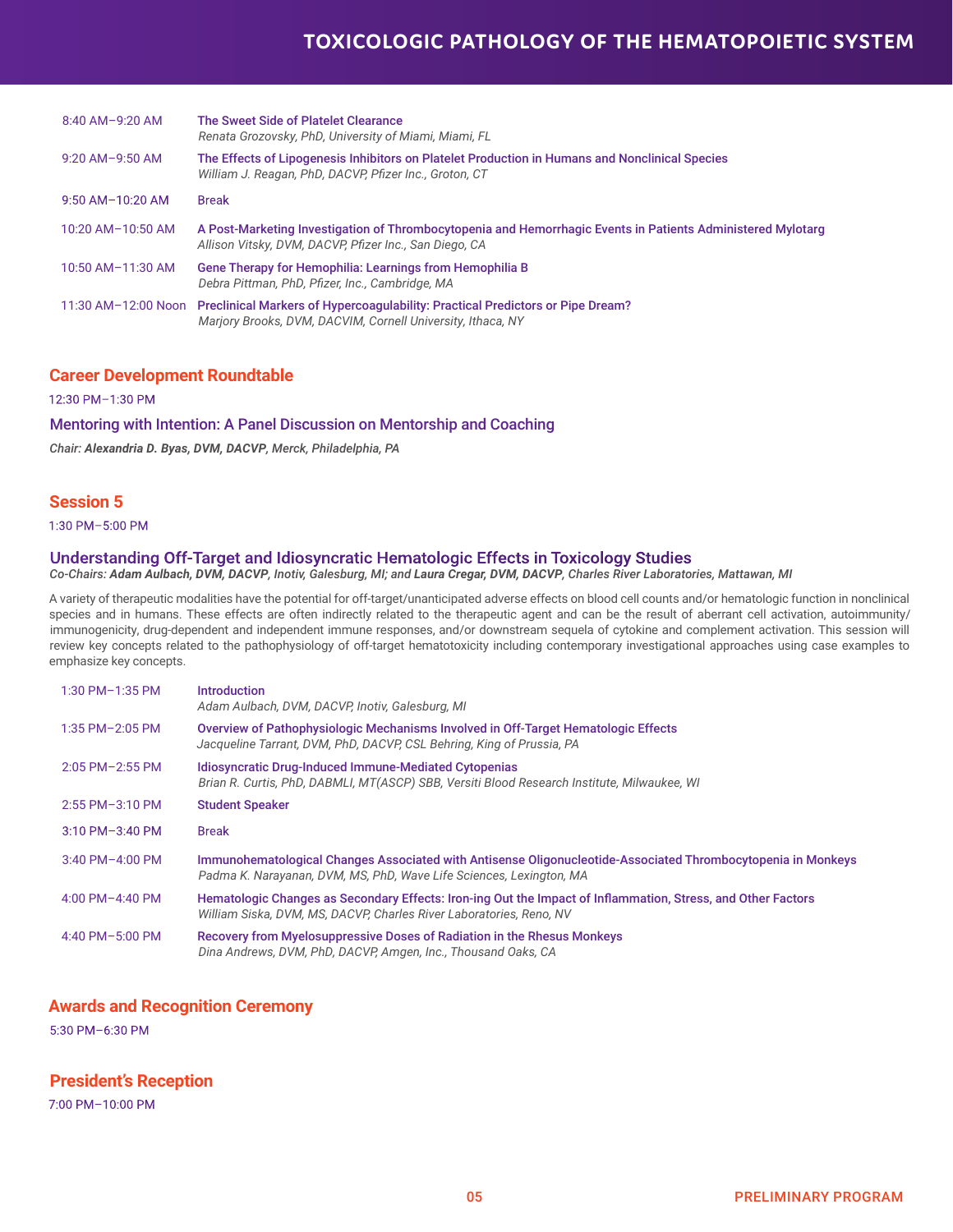| | |
|---|---|
| 8:40 AM–9:20 AM | **The Sweet Side of Platelet Clearance**<br>*Renata Grozovsky, PhD, University of Miami, Miami, FL* |
| 9:20 AM–9:50 AM | **The Effects of Lipogenesis Inhibitors on Platelet Production in Humans and Nonclinical Species**<br>*William J. Reagan, PhD, DACVP, Pfizer Inc., Groton, CT* |
| 9:50 AM–10:20 AM | Break |
| 10:20 AM–10:50 AM | **A Post-Marketing Investigation of Thrombocytopenia and Hemorrhagic Events in Patients Administered Mylotarg**<br>*Allison Vitsky, DVM, DACVP, Pfizer Inc., San Diego, CA* |
| 10:50 AM–11:30 AM | **Gene Therapy for Hemophilia: Learnings from Hemophilia B**<br>*Debra Pittman, PhD, Pfizer, Inc., Cambridge, MA* |
| 11:30 AM–12:00 Noon | **Preclinical Markers of Hypercoagulability: Practical Predictors or Pipe Dream?**<br>*Marjory Brooks, DVM, DACVIM, Cornell University, Ithaca, NY* |

## Career Development Roundtable

12:30 PM–1:30 PM

### Mentoring with Intention: A Panel Discussion on Mentorship and Coaching

*Chair: **Alexandria D. Byas, DVM, DACVP**, Merck, Philadelphia, PA*

## Session 5

1:30 PM–5:00 PM

### Understanding Off-Target and Idiosyncratic Hematologic Effects in Toxicology Studies

*Co-Chairs: **Adam Aulbach, DVM, DACVP**, Inotiv, Galesburg, MI; and **Laura Cregar, DVM, DACVP**, Charles River Laboratories, Mattawan, MI*

A variety of therapeutic modalities have the potential for off-target/unanticipated adverse effects on blood cell counts and/or hematologic function in nonclinical species and in humans. These effects are often indirectly related to the therapeutic agent and can be the result of aberrant cell activation, autoimmunity/immunogenicity, drug-dependent and independent immune responses, and/or downstream sequela of cytokine and complement activation. This session will review key concepts related to the pathophysiology of off-target hematotoxicity including contemporary investigational approaches using case examples to emphasize key concepts.

| | |
|---|---|
| 1:30 PM–1:35 PM | **Introduction**<br>*Adam Aulbach, DVM, DACVP, Inotiv, Galesburg, MI* |
| 1:35 PM–2:05 PM | **Overview of Pathophysiologic Mechanisms Involved in Off-Target Hematologic Effects**<br>*Jacqueline Tarrant, DVM, PhD, DACVP, CSL Behring, King of Prussia, PA* |
| 2:05 PM–2:55 PM | **Idiosyncratic Drug-Induced Immune-Mediated Cytopenias**<br>*Brian R. Curtis, PhD, DABMLI, MT(ASCP) SBB, Versiti Blood Research Institute, Milwaukee, WI* |
| 2:55 PM–3:10 PM | **Student Speaker** |
| 3:10 PM–3:40 PM | Break |
| 3:40 PM–4:00 PM | **Immunohematological Changes Associated with Antisense Oligonucleotide-Associated Thrombocytopenia in Monkeys**<br>*Padma K. Narayanan, DVM, MS, PhD, Wave Life Sciences, Lexington, MA* |
| 4:00 PM–4:40 PM | **Hematologic Changes as Secondary Effects: Iron-ing Out the Impact of Inflammation, Stress, and Other Factors**<br>*William Siska, DVM, MS, DACVP, Charles River Laboratories, Reno, NV* |
| 4:40 PM–5:00 PM | **Recovery from Myelosuppressive Doses of Radiation in the Rhesus Monkeys**<br>*Dina Andrews, DVM, PhD, DACVP, Amgen, Inc., Thousand Oaks, CA* |

## Awards and Recognition Ceremony

5:30 PM–6:30 PM

## President's Reception

7:00 PM–10:00 PM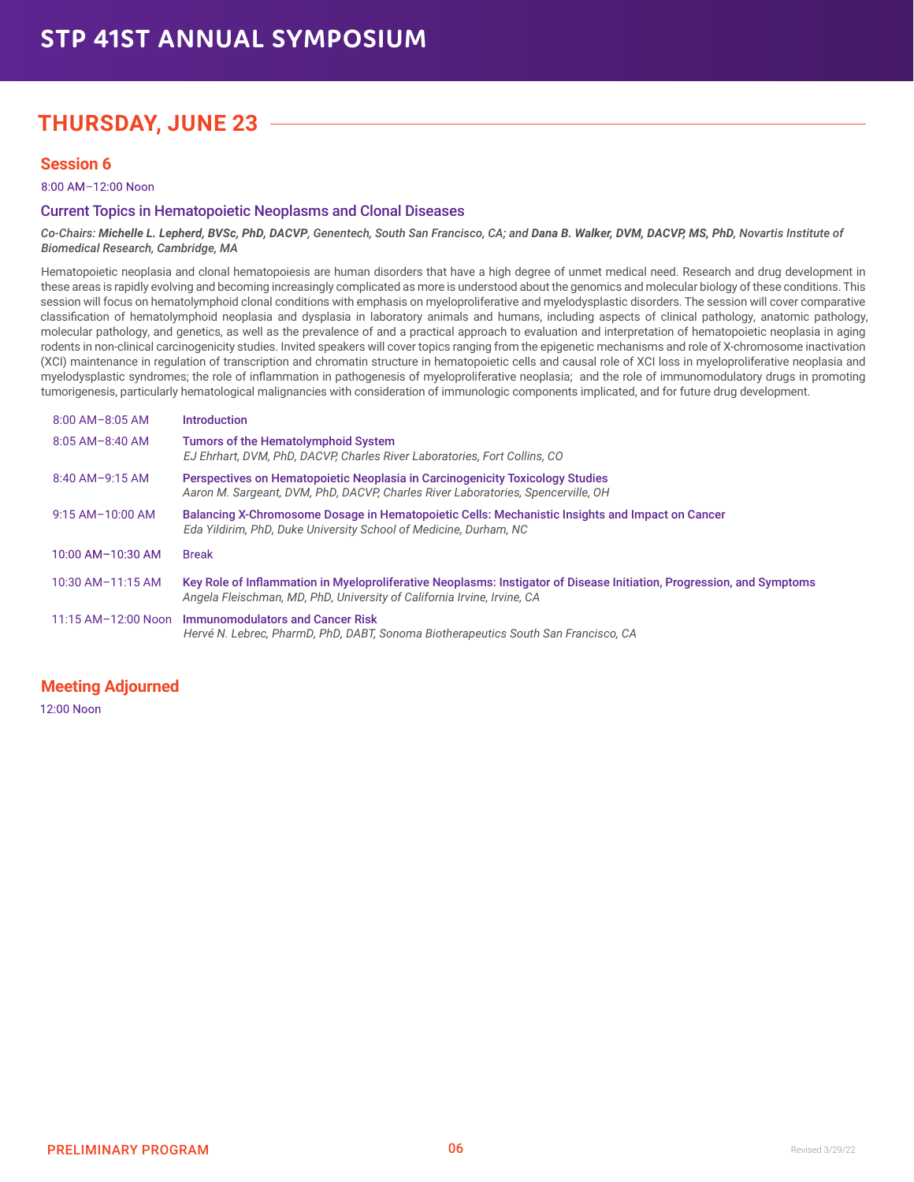## THURSDAY, JUNE 23

### Session 6

8:00 AM–12:00 Noon

#### Current Topics in Hematopoietic Neoplasms and Clonal Diseases

*Co-Chairs: **Michelle L. Lepherd, BVSc, PhD, DACVP**, Genentech, South San Francisco, CA; and **Dana B. Walker, DVM, DACVP, MS, PhD**, Novartis Institute of Biomedical Research, Cambridge, MA*

Hematopoietic neoplasia and clonal hematopoiesis are human disorders that have a high degree of unmet medical need. Research and drug development in these areas is rapidly evolving and becoming increasingly complicated as more is understood about the genomics and molecular biology of these conditions. This session will focus on hematolymphoid clonal conditions with emphasis on myeloproliferative and myelodysplastic disorders. The session will cover comparative classification of hematolymphoid neoplasia and dysplasia in laboratory animals and humans, including aspects of clinical pathology, anatomic pathology, molecular pathology, and genetics, as well as the prevalence of and a practical approach to evaluation and interpretation of hematopoietic neoplasia in aging rodents in non-clinical carcinogenicity studies. Invited speakers will cover topics ranging from the epigenetic mechanisms and role of X-chromosome inactivation (XCI) maintenance in regulation of transcription and chromatin structure in hematopoietic cells and causal role of XCI loss in myeloproliferative neoplasia and myelodysplastic syndromes; the role of inflammation in pathogenesis of myeloproliferative neoplasia; and the role of immunomodulatory drugs in promoting tumorigenesis, particularly hematological malignancies with consideration of immunologic components implicated, and for future drug development.

| | |
|---|---|
| 8:00 AM–8:05 AM | Introduction |
| 8:05 AM–8:40 AM | Tumors of the Hematolymphoid System<br>*EJ Ehrhart, DVM, PhD, DACVP, Charles River Laboratories, Fort Collins, CO* |
| 8:40 AM–9:15 AM | Perspectives on Hematopoietic Neoplasia in Carcinogenicity Toxicology Studies<br>*Aaron M. Sargeant, DVM, PhD, DACVP, Charles River Laboratories, Spencerville, OH* |
| 9:15 AM–10:00 AM | Balancing X-Chromosome Dosage in Hematopoietic Cells: Mechanistic Insights and Impact on Cancer<br>*Eda Yildirim, PhD, Duke University School of Medicine, Durham, NC* |
| 10:00 AM–10:30 AM | Break |
| 10:30 AM–11:15 AM | Key Role of Inflammation in Myeloproliferative Neoplasms: Instigator of Disease Initiation, Progression, and Symptoms<br>*Angela Fleischman, MD, PhD, University of California Irvine, Irvine, CA* |
| 11:15 AM–12:00 Noon | Immunomodulators and Cancer Risk<br>*Hervé N. Lebrec, PharmD, PhD, DABT, Sonoma Biotherapeutics South San Francisco, CA* |

### Meeting Adjourned

12:00 Noon